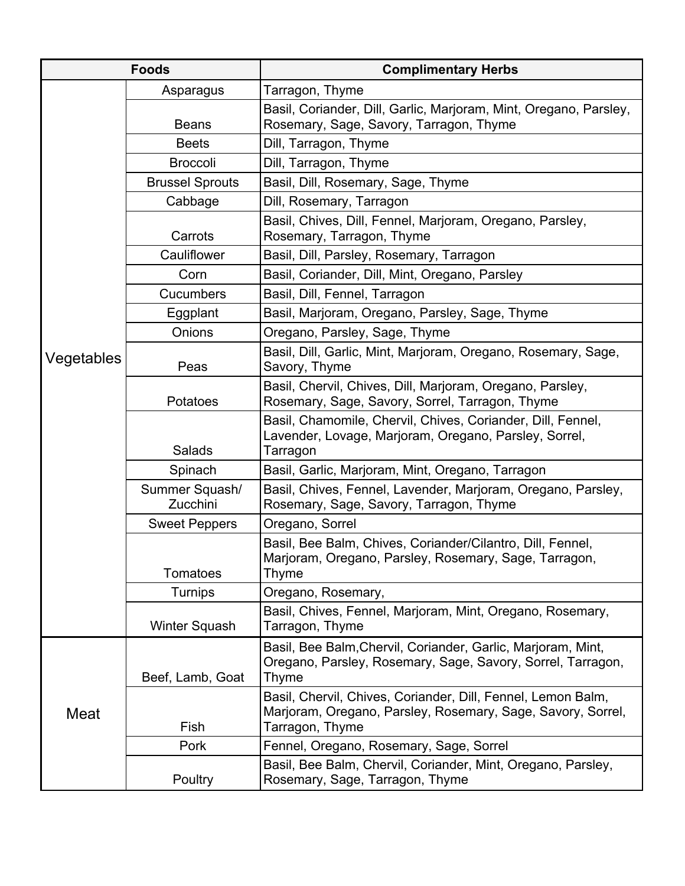| Foods | | Complimentary Herbs |
|---|---|---|
| Vegetables | Asparagus | Tarragon, Thyme |
| | Beans | Basil, Coriander, Dill, Garlic, Marjoram, Mint, Oregano, Parsley, Rosemary, Sage, Savory, Tarragon, Thyme |
| | Beets | Dill, Tarragon, Thyme |
| | Broccoli | Dill, Tarragon, Thyme |
| | Brussel Sprouts | Basil, Dill, Rosemary, Sage, Thyme |
| | Cabbage | Dill, Rosemary, Tarragon |
| | Carrots | Basil, Chives, Dill, Fennel, Marjoram, Oregano, Parsley, Rosemary, Tarragon, Thyme |
| | Cauliflower | Basil, Dill, Parsley, Rosemary, Tarragon |
| | Corn | Basil, Coriander, Dill, Mint, Oregano, Parsley |
| | Cucumbers | Basil, Dill, Fennel, Tarragon |
| | Eggplant | Basil, Marjoram, Oregano, Parsley, Sage, Thyme |
| | Onions | Oregano, Parsley, Sage, Thyme |
| | Peas | Basil, Dill, Garlic, Mint, Marjoram, Oregano, Rosemary, Sage, Savory, Thyme |
| | Potatoes | Basil, Chervil, Chives, Dill, Marjoram, Oregano, Parsley, Rosemary, Sage, Savory, Sorrel, Tarragon, Thyme |
| | Salads | Basil, Chamomile, Chervil, Chives, Coriander, Dill, Fennel, Lavender, Lovage, Marjoram, Oregano, Parsley, Sorrel, Tarragon |
| | Spinach | Basil, Garlic, Marjoram, Mint, Oregano, Tarragon |
| | Summer Squash/ Zucchini | Basil, Chives, Fennel, Lavender, Marjoram, Oregano, Parsley, Rosemary, Sage, Savory, Tarragon, Thyme |
| | Sweet Peppers | Oregano, Sorrel |
| | Tomatoes | Basil, Bee Balm, Chives, Coriander/Cilantro, Dill, Fennel, Marjoram, Oregano, Parsley, Rosemary, Sage, Tarragon, Thyme |
| | Turnips | Oregano, Rosemary, |
| | Winter Squash | Basil, Chives, Fennel, Marjoram, Mint, Oregano, Rosemary, Tarragon, Thyme |
| Meat | Beef, Lamb, Goat | Basil, Bee Balm,Chervil, Coriander, Garlic, Marjoram, Mint, Oregano, Parsley, Rosemary, Sage, Savory, Sorrel, Tarragon, Thyme |
| | Fish | Basil, Chervil, Chives, Coriander, Dill, Fennel, Lemon Balm, Marjoram, Oregano, Parsley, Rosemary, Sage, Savory, Sorrel, Tarragon, Thyme |
| | Pork | Fennel, Oregano, Rosemary, Sage, Sorrel |
| | Poultry | Basil, Bee Balm, Chervil, Coriander, Mint, Oregano, Parsley, Rosemary, Sage, Tarragon, Thyme |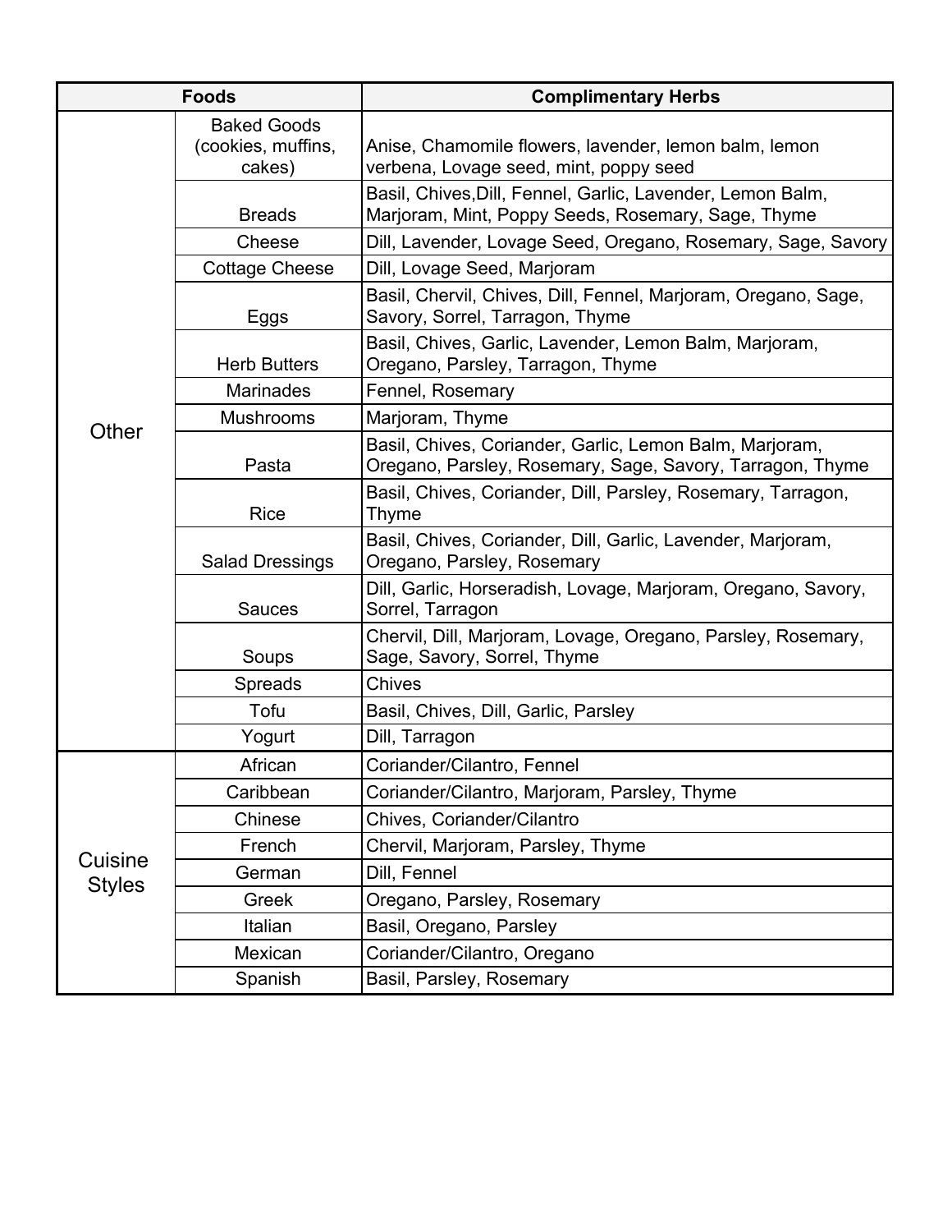| Foods | | Complimentary Herbs |
|---|---|---|
| Other | Baked Goods (cookies, muffins, cakes) | Anise, Chamomile flowers, lavender, lemon balm, lemon verbena, Lovage seed, mint, poppy seed |
| | Breads | Basil, Chives,Dill, Fennel, Garlic, Lavender, Lemon Balm, Marjoram, Mint, Poppy Seeds, Rosemary, Sage, Thyme |
| | Cheese | Dill, Lavender, Lovage Seed, Oregano, Rosemary, Sage, Savory |
| | Cottage Cheese | Dill, Lovage Seed, Marjoram |
| | Eggs | Basil, Chervil, Chives, Dill, Fennel, Marjoram, Oregano, Sage, Savory, Sorrel, Tarragon, Thyme |
| | Herb Butters | Basil, Chives, Garlic, Lavender, Lemon Balm, Marjoram, Oregano, Parsley, Tarragon, Thyme |
| | Marinades | Fennel, Rosemary |
| | Mushrooms | Marjoram, Thyme |
| | Pasta | Basil, Chives, Coriander, Garlic, Lemon Balm, Marjoram, Oregano, Parsley, Rosemary, Sage, Savory, Tarragon, Thyme |
| | Rice | Basil, Chives, Coriander, Dill, Parsley, Rosemary, Tarragon, Thyme |
| | Salad Dressings | Basil, Chives, Coriander, Dill, Garlic, Lavender, Marjoram, Oregano, Parsley, Rosemary |
| | Sauces | Dill, Garlic, Horseradish, Lovage, Marjoram, Oregano, Savory, Sorrel, Tarragon |
| | Soups | Chervil, Dill, Marjoram, Lovage, Oregano, Parsley, Rosemary, Sage, Savory, Sorrel, Thyme |
| | Spreads | Chives |
| | Tofu | Basil, Chives, Dill, Garlic, Parsley |
| | Yogurt | Dill, Tarragon |
| Cuisine Styles | African | Coriander/Cilantro, Fennel |
| | Caribbean | Coriander/Cilantro, Marjoram, Parsley, Thyme |
| | Chinese | Chives, Coriander/Cilantro |
| | French | Chervil, Marjoram, Parsley, Thyme |
| | German | Dill, Fennel |
| | Greek | Oregano, Parsley, Rosemary |
| | Italian | Basil, Oregano, Parsley |
| | Mexican | Coriander/Cilantro, Oregano |
| | Spanish | Basil, Parsley, Rosemary |